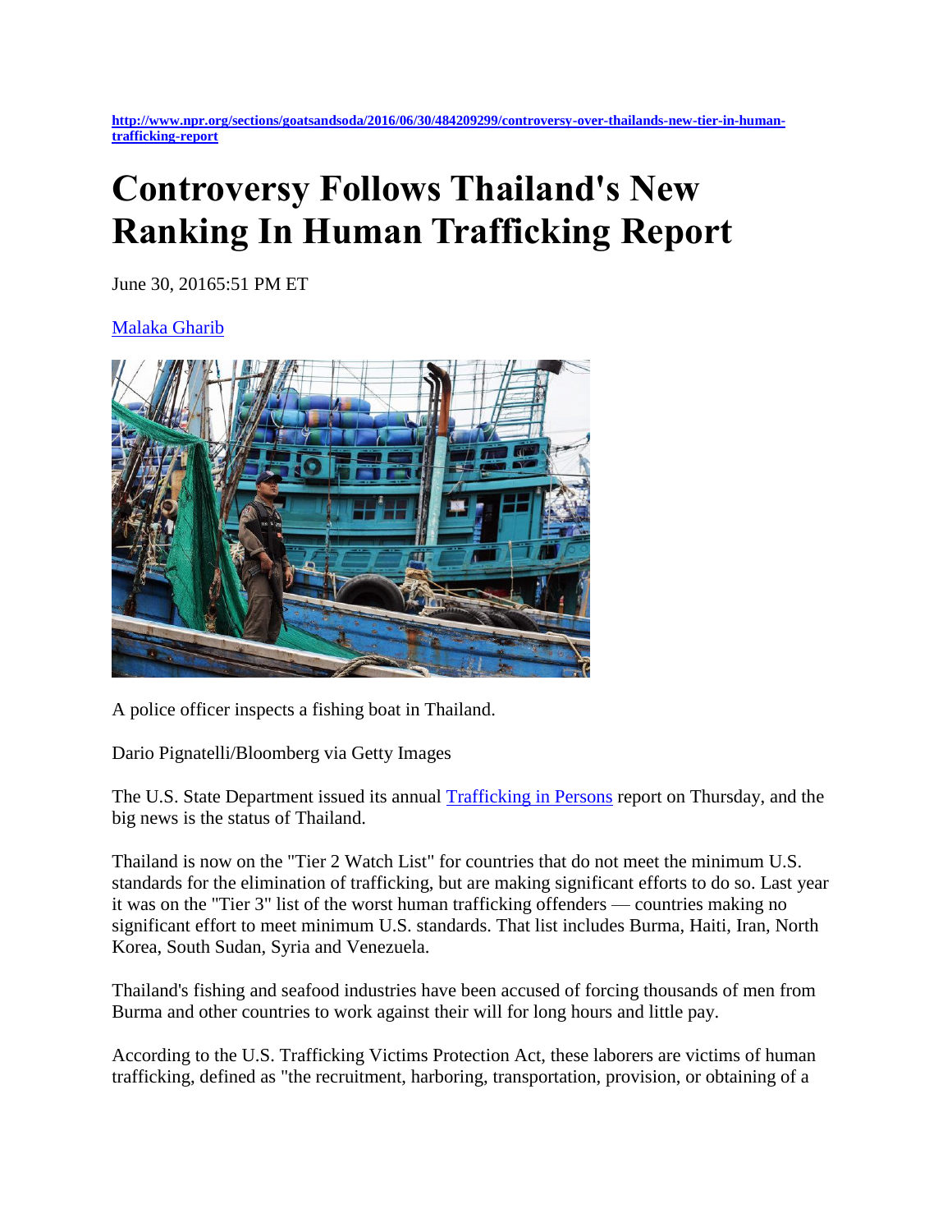http://www.npr.org/sections/goatsandsoda/2016/06/30/484209299/controversy-over-thailands-new-tier-in-human-trafficking-report

# Controversy Follows Thailand's New Ranking In Human Trafficking Report

June 30, 20165:51 PM ET

Malaka Gharib

A police officer inspects a fishing boat in Thailand.

Dario Pignatelli/Bloomberg via Getty Images

The U.S. State Department issued its annual Trafficking in Persons report on Thursday, and the big news is the status of Thailand.

Thailand is now on the "Tier 2 Watch List" for countries that do not meet the minimum U.S. standards for the elimination of trafficking, but are making significant efforts to do so. Last year it was on the "Tier 3" list of the worst human trafficking offenders — countries making no significant effort to meet minimum U.S. standards. That list includes Burma, Haiti, Iran, North Korea, South Sudan, Syria and Venezuela.

Thailand's fishing and seafood industries have been accused of forcing thousands of men from Burma and other countries to work against their will for long hours and little pay.

According to the U.S. Trafficking Victims Protection Act, these laborers are victims of human trafficking, defined as "the recruitment, harboring, transportation, provision, or obtaining of a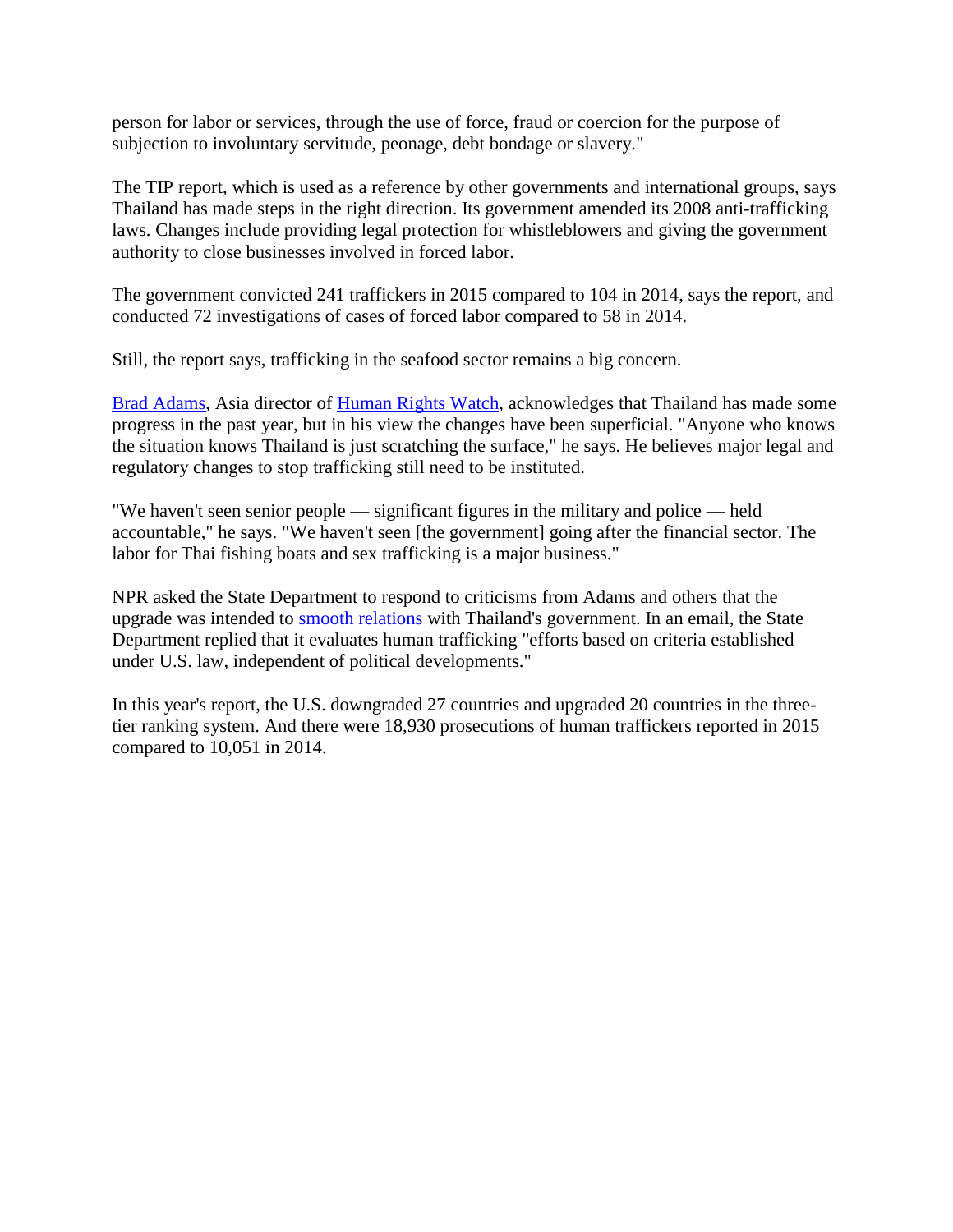person for labor or services, through the use of force, fraud or coercion for the purpose of subjection to involuntary servitude, peonage, debt bondage or slavery."

The TIP report, which is used as a reference by other governments and international groups, says Thailand has made steps in the right direction. Its government amended its 2008 anti-trafficking laws. Changes include providing legal protection for whistleblowers and giving the government authority to close businesses involved in forced labor.

The government convicted 241 traffickers in 2015 compared to 104 in 2014, says the report, and conducted 72 investigations of cases of forced labor compared to 58 in 2014.

Still, the report says, trafficking in the seafood sector remains a big concern.

[Brad Adams], Asia director of [Human Rights Watch], acknowledges that Thailand has made some progress in the past year, but in his view the changes have been superficial. "Anyone who knows the situation knows Thailand is just scratching the surface," he says. He believes major legal and regulatory changes to stop trafficking still need to be instituted.

"We haven't seen senior people — significant figures in the military and police — held accountable," he says. "We haven't seen [the government] going after the financial sector. The labor for Thai fishing boats and sex trafficking is a major business."

NPR asked the State Department to respond to criticisms from Adams and others that the upgrade was intended to [smooth relations] with Thailand's government. In an email, the State Department replied that it evaluates human trafficking "efforts based on criteria established under U.S. law, independent of political developments."

In this year's report, the U.S. downgraded 27 countries and upgraded 20 countries in the three-tier ranking system. And there were 18,930 prosecutions of human traffickers reported in 2015 compared to 10,051 in 2014.